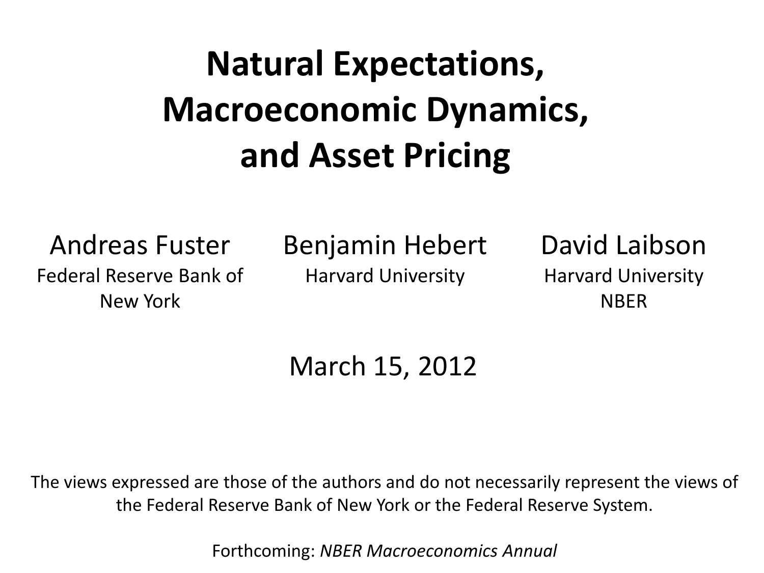# Natural Expectations, Macroeconomic Dynamics, and Asset Pricing

Andreas Fuster
Federal Reserve Bank of New York

Benjamin Hebert
Harvard University

David Laibson
Harvard University
NBER

March 15, 2012

The views expressed are those of the authors and do not necessarily represent the views of the Federal Reserve Bank of New York or the Federal Reserve System.

Forthcoming: *NBER Macroeconomics Annual*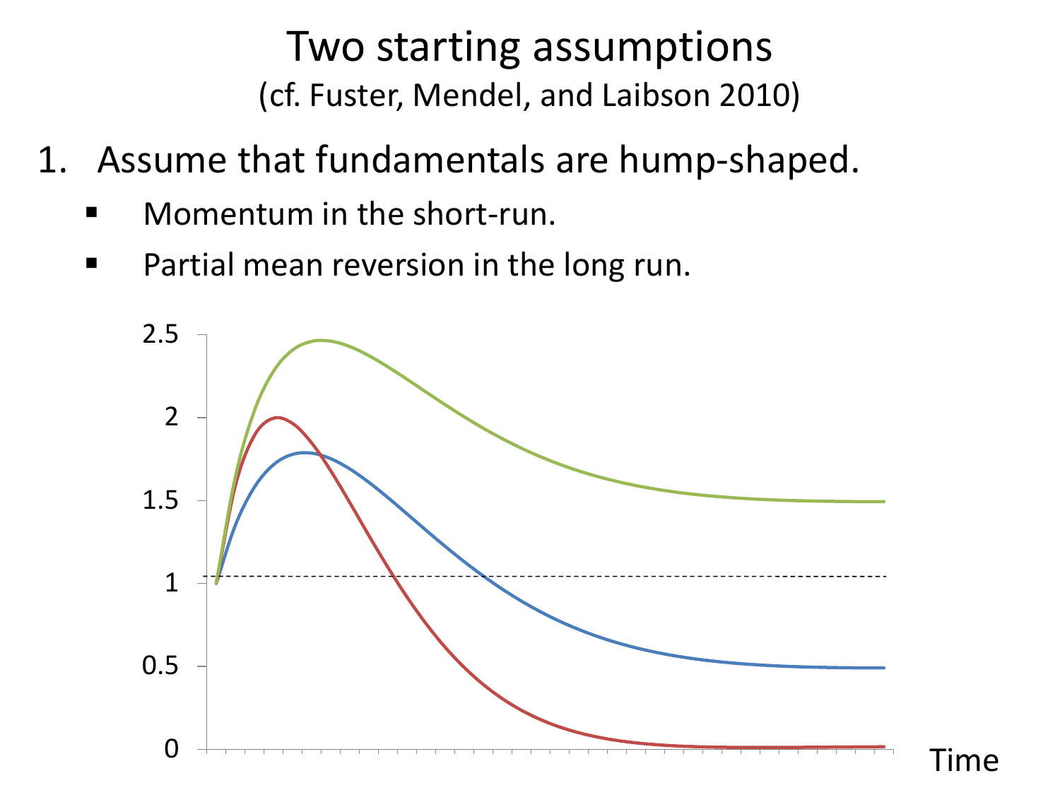# Two starting assumptions

(cf. Fuster, Mendel, and Laibson 2010)

1. Assume that fundamentals are hump-shaped.
   - Momentum in the short-run.
   - Partial mean reversion in the long run.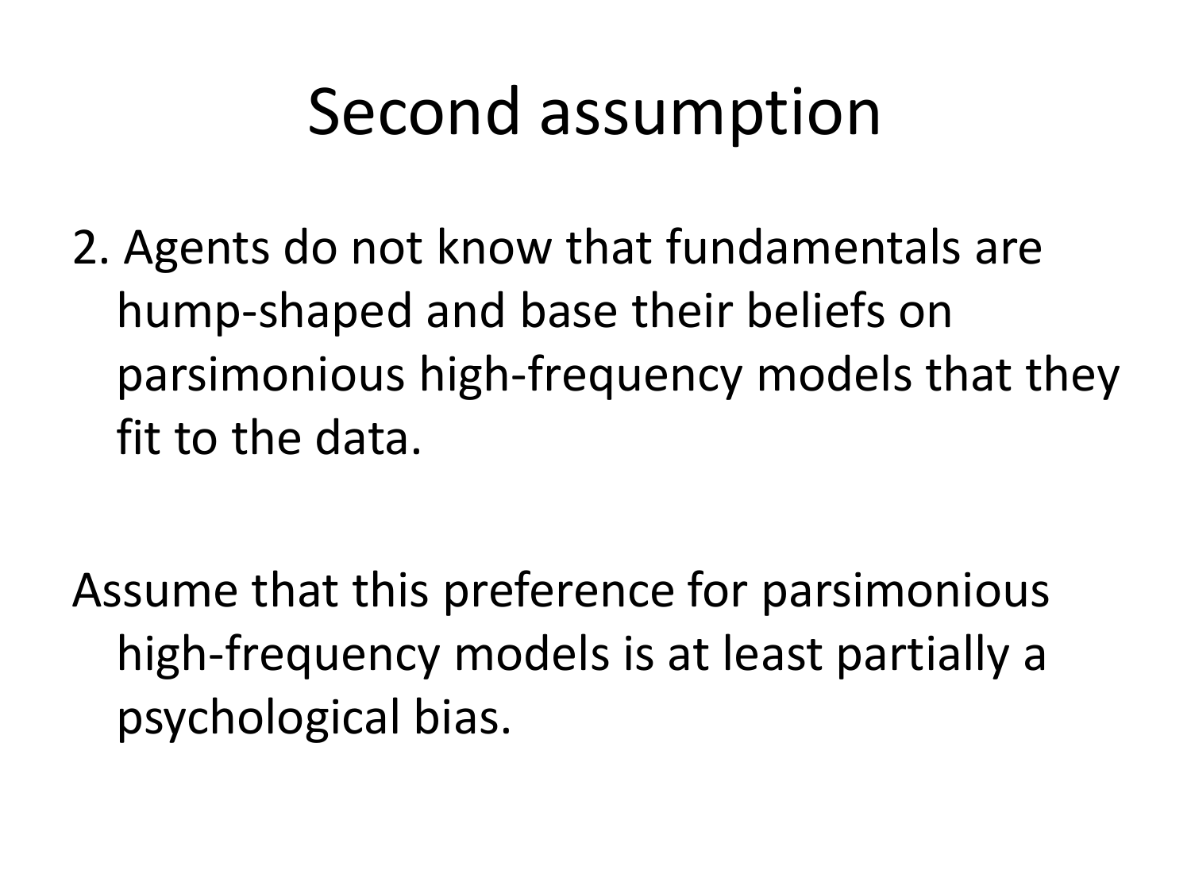# Second assumption

2. Agents do not know that fundamentals are hump-shaped and base their beliefs on parsimonious high-frequency models that they fit to the data.

Assume that this preference for parsimonious high-frequency models is at least partially a psychological bias.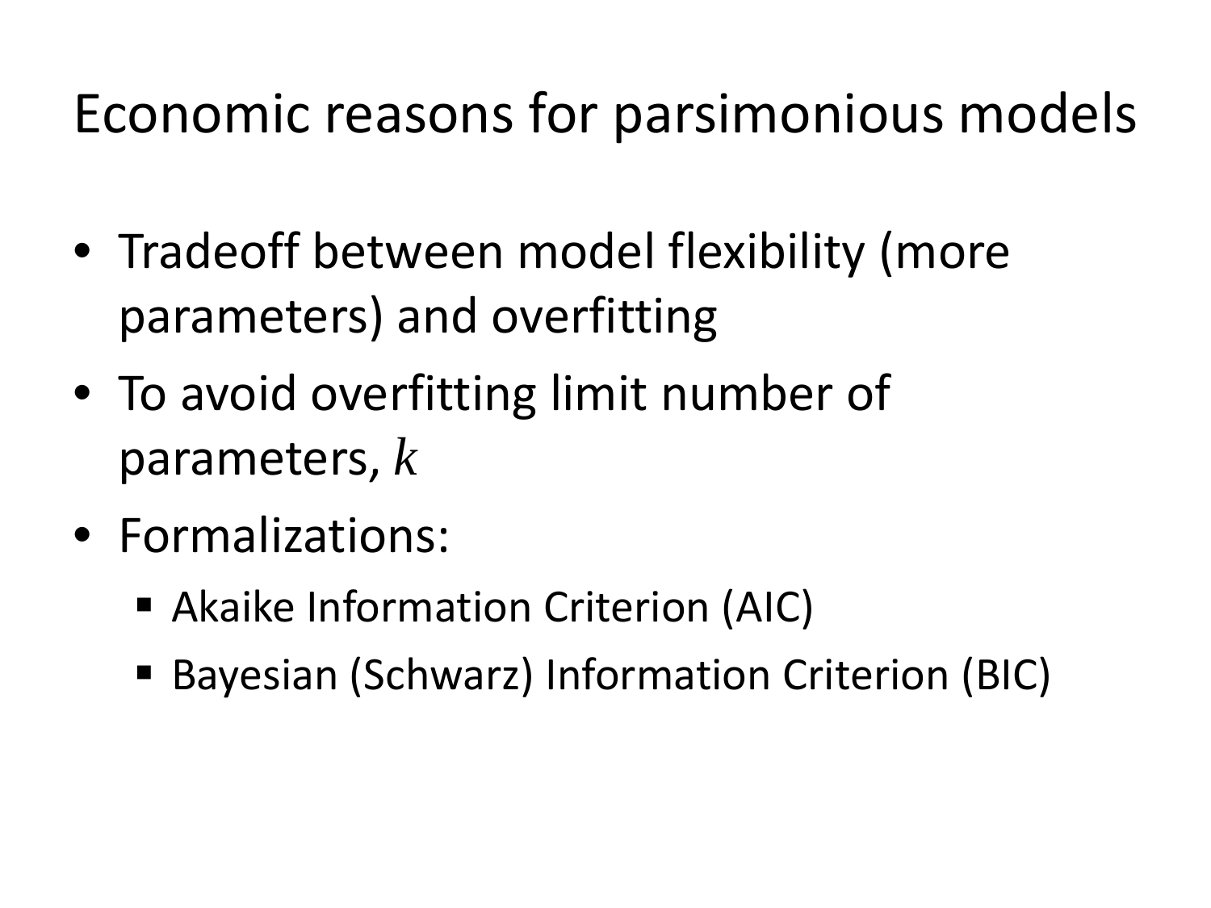# Economic reasons for parsimonious models

- Tradeoff between model flexibility (more parameters) and overfitting
- To avoid overfitting limit number of parameters, $k$
- Formalizations:
  - Akaike Information Criterion (AIC)
  - Bayesian (Schwarz) Information Criterion (BIC)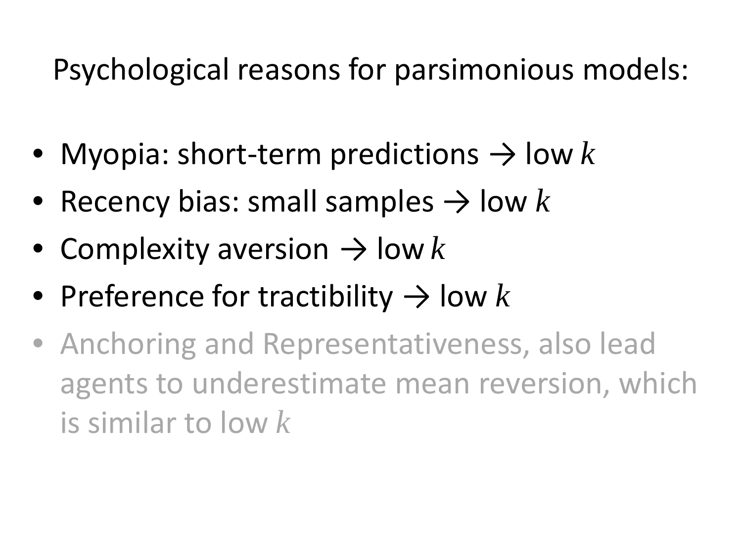# Psychological reasons for parsimonious models:

- Myopia: short-term predictions → low $k$
- Recency bias: small samples → low $k$
- Complexity aversion → low $k$
- Preference for tractibility → low $k$
- Anchoring and Representativeness, also lead agents to underestimate mean reversion, which is similar to low $k$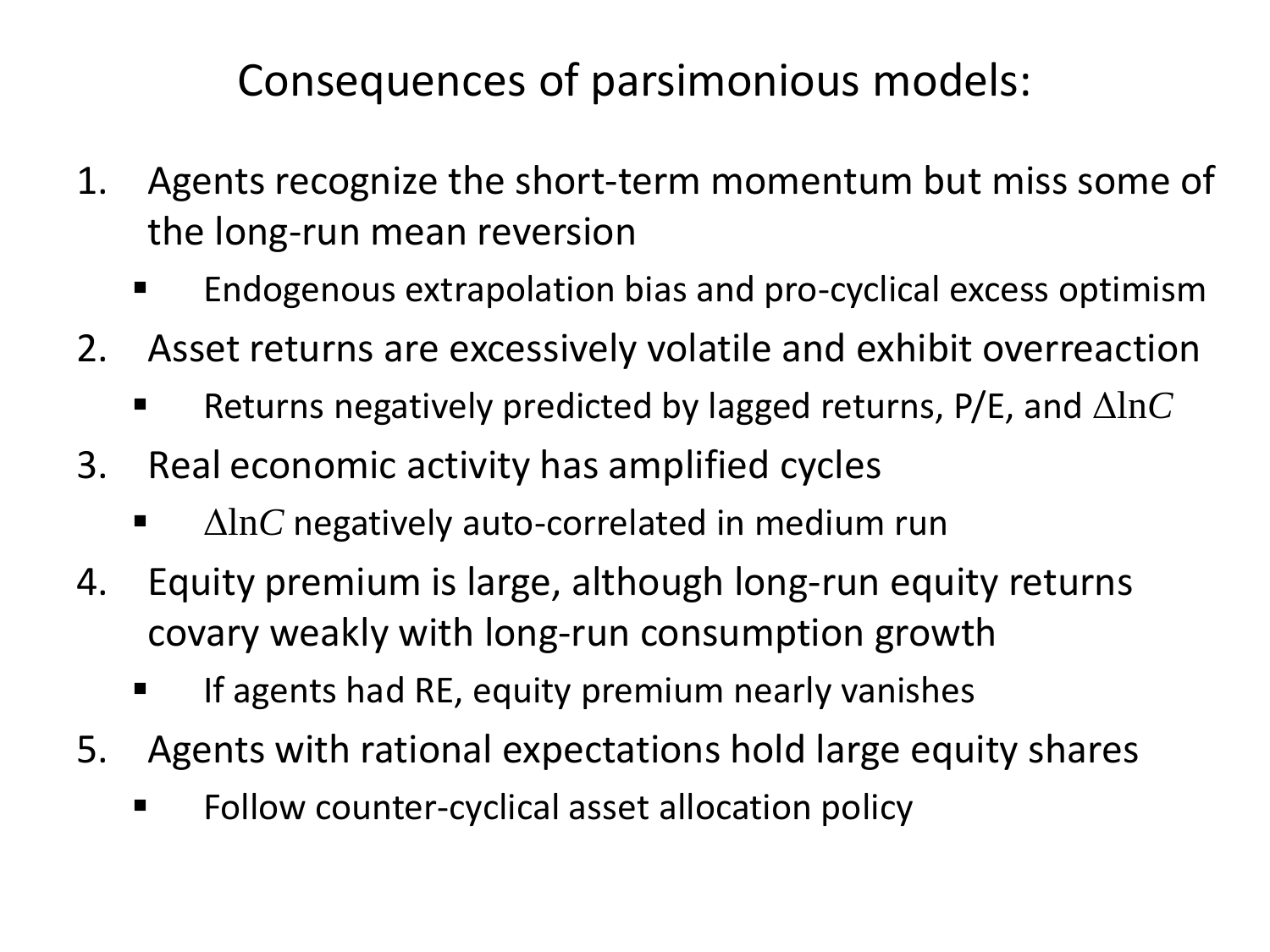# Consequences of parsimonious models:

1. Agents recognize the short-term momentum but miss some of the long-run mean reversion
   - Endogenous extrapolation bias and pro-cyclical excess optimism
2. Asset returns are excessively volatile and exhibit overreaction
   - Returns negatively predicted by lagged returns, P/E, and $\Delta \ln C$
3. Real economic activity has amplified cycles
   - $\Delta \ln C$ negatively auto-correlated in medium run
4. Equity premium is large, although long-run equity returns covary weakly with long-run consumption growth
   - If agents had RE, equity premium nearly vanishes
5. Agents with rational expectations hold large equity shares
   - Follow counter-cyclical asset allocation policy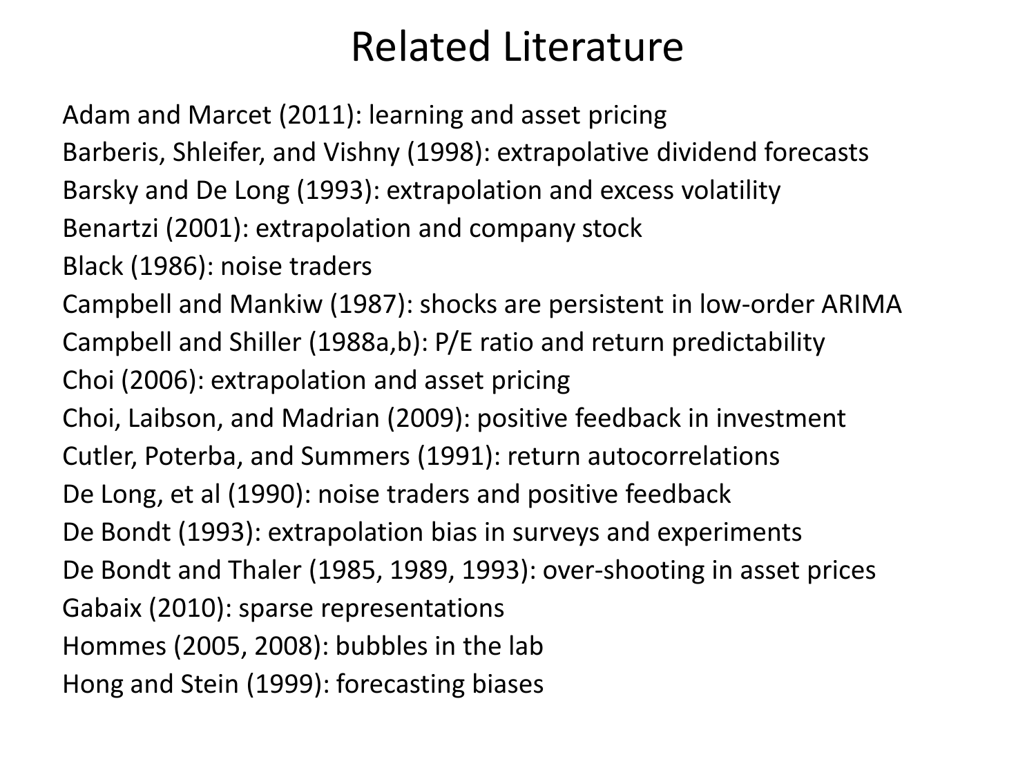# Related Literature

Adam and Marcet (2011): learning and asset pricing

Barberis, Shleifer, and Vishny (1998): extrapolative dividend forecasts

Barsky and De Long (1993): extrapolation and excess volatility

Benartzi (2001): extrapolation and company stock

Black (1986): noise traders

Campbell and Mankiw (1987): shocks are persistent in low-order ARIMA

Campbell and Shiller (1988a,b): P/E ratio and return predictability

Choi (2006): extrapolation and asset pricing

Choi, Laibson, and Madrian (2009): positive feedback in investment

Cutler, Poterba, and Summers (1991): return autocorrelations

De Long, et al (1990): noise traders and positive feedback

De Bondt (1993): extrapolation bias in surveys and experiments

De Bondt and Thaler (1985, 1989, 1993): over-shooting in asset prices

Gabaix (2010): sparse representations

Hommes (2005, 2008): bubbles in the lab

Hong and Stein (1999): forecasting biases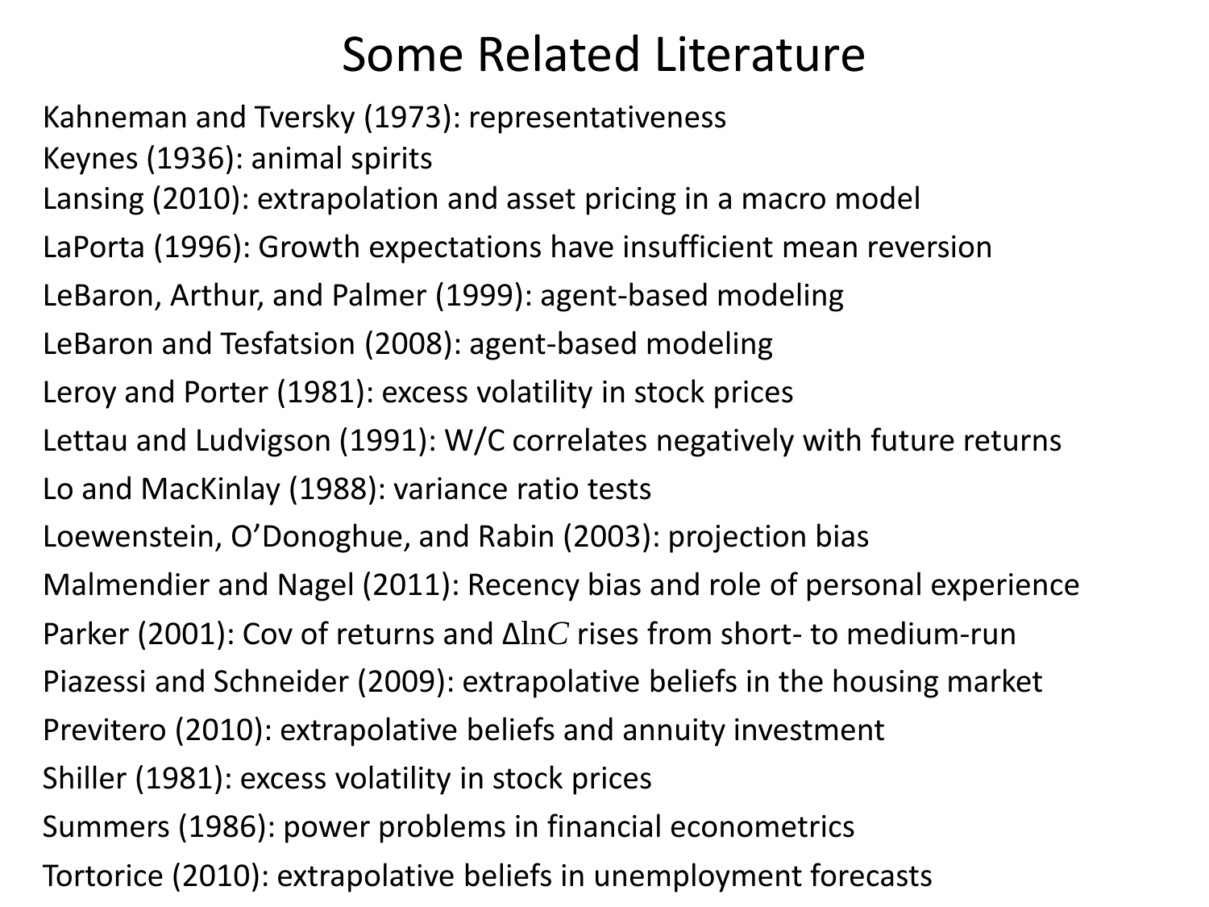# Some Related Literature

Kahneman and Tversky (1973): representativeness

Keynes (1936): animal spirits

Lansing (2010): extrapolation and asset pricing in a macro model

LaPorta (1996): Growth expectations have insufficient mean reversion

LeBaron, Arthur, and Palmer (1999): agent-based modeling

LeBaron and Tesfatsion (2008): agent-based modeling

Leroy and Porter (1981): excess volatility in stock prices

Lettau and Ludvigson (1991): W/C correlates negatively with future returns

Lo and MacKinlay (1988): variance ratio tests

Loewenstein, O'Donoghue, and Rabin (2003): projection bias

Malmendier and Nagel (2011): Recency bias and role of personal experience

Parker (2001): Cov of returns and $\Delta \ln C$ rises from short- to medium-run

Piazessi and Schneider (2009): extrapolative beliefs in the housing market

Previtero (2010): extrapolative beliefs and annuity investment

Shiller (1981): excess volatility in stock prices

Summers (1986): power problems in financial econometrics

Tortorice (2010): extrapolative beliefs in unemployment forecasts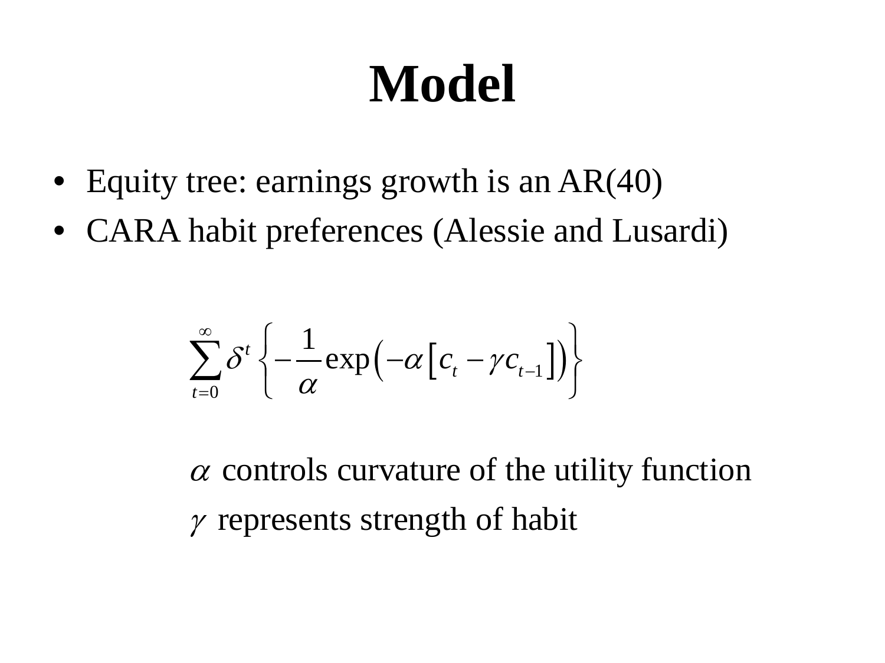# Model

- Equity tree: earnings growth is an AR(40)
- CARA habit preferences (Alessie and Lusardi)

$$\sum_{t=0}^{\infty} \delta^t \left\{ -\frac{1}{\alpha} \exp\left( -\alpha \left[ c_t - \gamma c_{t-1} \right] \right) \right\}$$

$\alpha$ controls curvature of the utility function

$\gamma$ represents strength of habit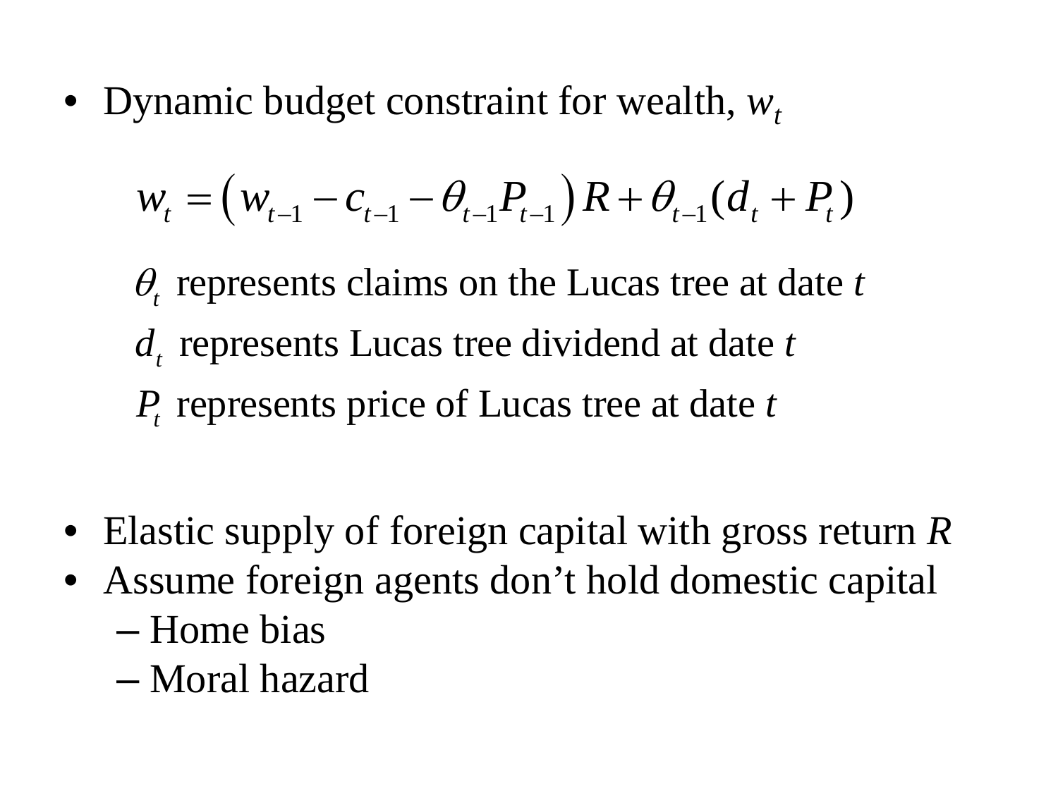- Dynamic budget constraint for wealth, $w_t$

$$w_t = \left(w_{t-1} - c_{t-1} - \theta_{t-1}P_{t-1}\right)R + \theta_{t-1}(d_t + P_t)$$

$\theta_t$ represents claims on the Lucas tree at date $t$

$d_t$ represents Lucas tree dividend at date $t$

$P_t$ represents price of Lucas tree at date $t$

- Elastic supply of foreign capital with gross return $R$
- Assume foreign agents don't hold domestic capital
  - Home bias
  - Moral hazard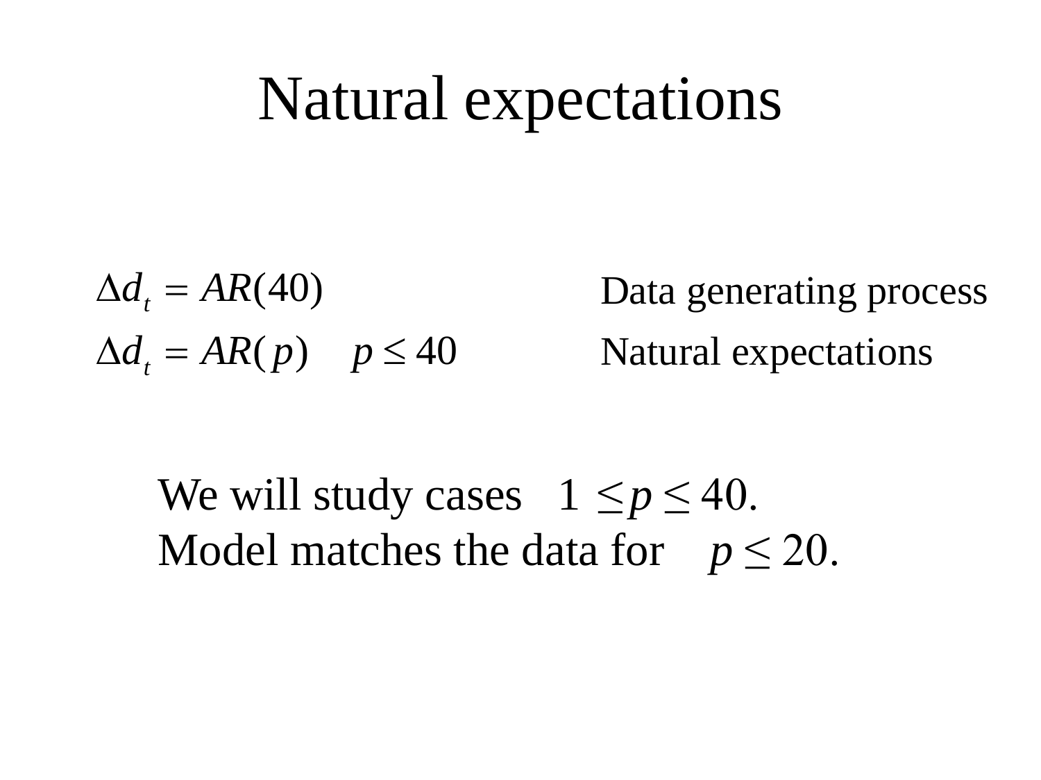# Natural expectations

| | |
|---|---|
| $\Delta d_t = AR(40)$ | Data generating process |
| $\Delta d_t = AR(p) \quad p \leq 40$ | Natural expectations |

We will study cases $1 \leq p \leq 40$.
Model matches the data for $p \leq 20$.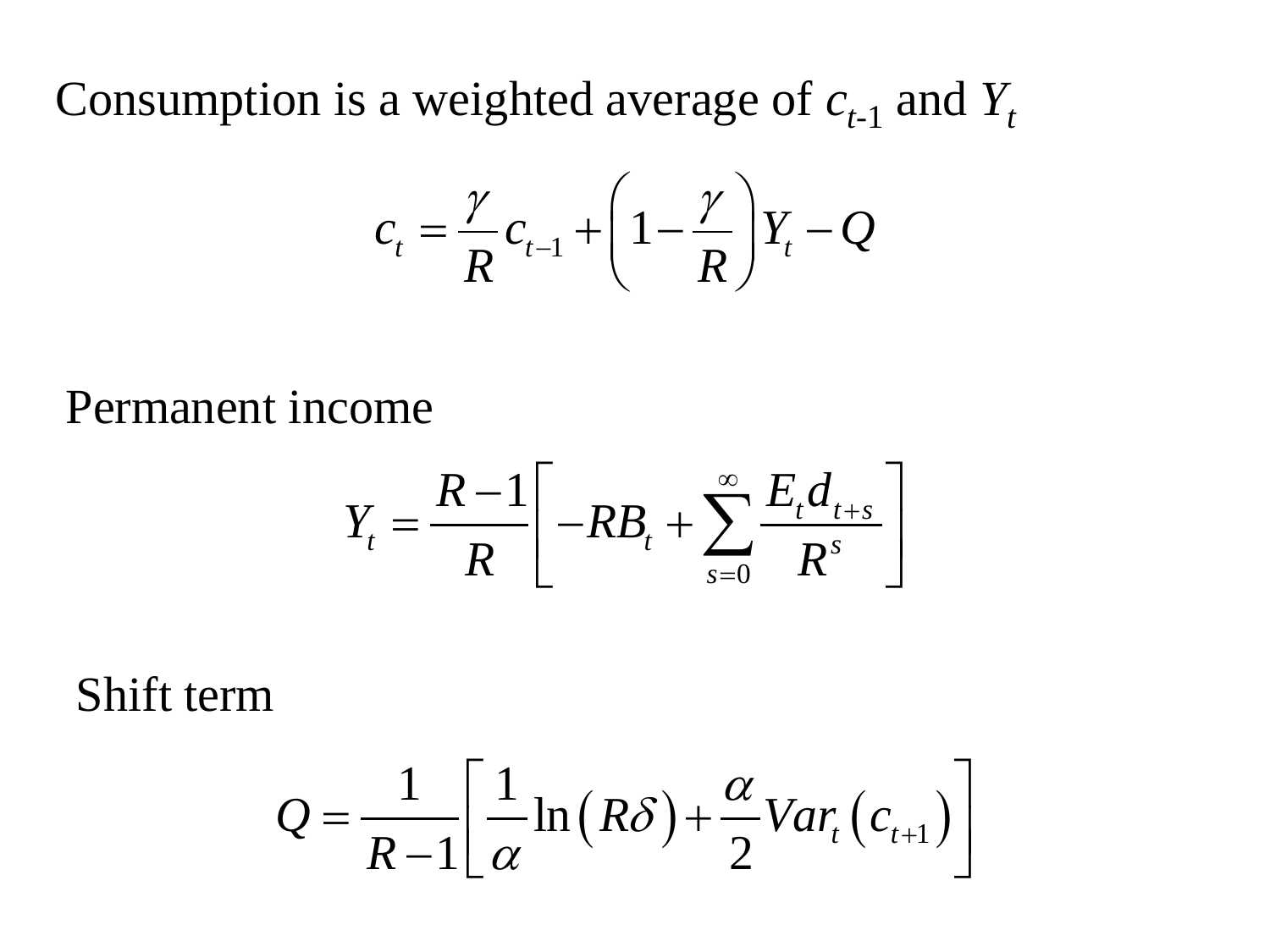Consumption is a weighted average of $c_{t\text{-}1}$ and $Y_t$

$$c_t = \frac{\gamma}{R} c_{t-1} + \left(1 - \frac{\gamma}{R}\right) Y_t - Q$$

Permanent income

$$Y_t = \frac{R-1}{R}\left[ -RB_t + \sum_{s=0}^{\infty} \frac{E_t d_{t+s}}{R^s} \right]$$

Shift term

$$Q = \frac{1}{R-1}\left[ \frac{1}{\alpha} \ln\left(R\delta\right) + \frac{\alpha}{2} Var_t\left(c_{t+1}\right) \right]$$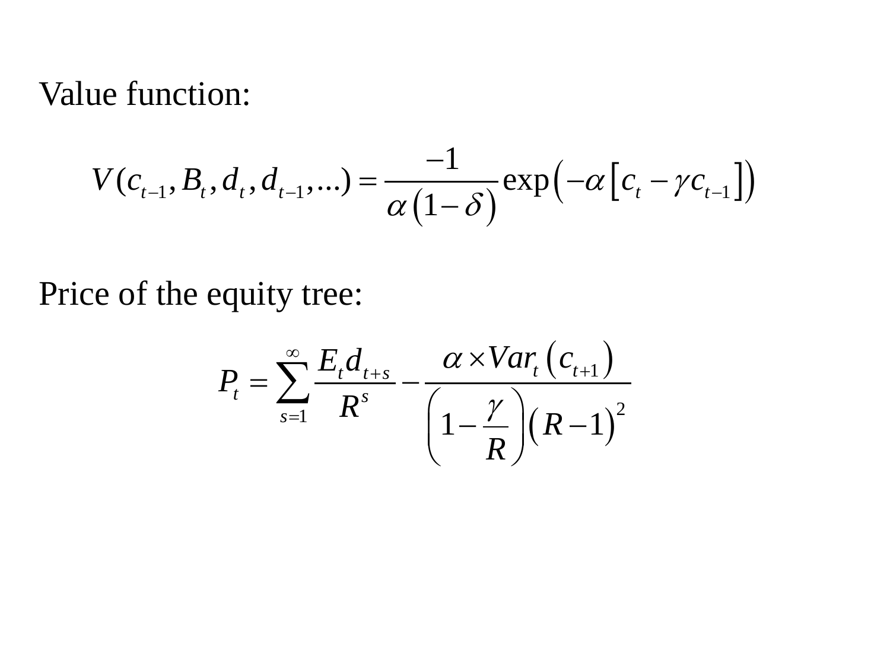Value function:

$$V(c_{t-1}, B_t, d_t, d_{t-1}, \ldots) = \frac{-1}{\alpha\left(1-\delta\right)} \exp\left(-\alpha\left[c_t - \gamma c_{t-1}\right]\right)$$

Price of the equity tree:

$$P_t = \sum_{s=1}^{\infty} \frac{E_t d_{t+s}}{R^s} - \frac{\alpha \times Var_t\left(c_{t+1}\right)}{\left(1-\frac{\gamma}{R}\right)\left(R-1\right)^2}$$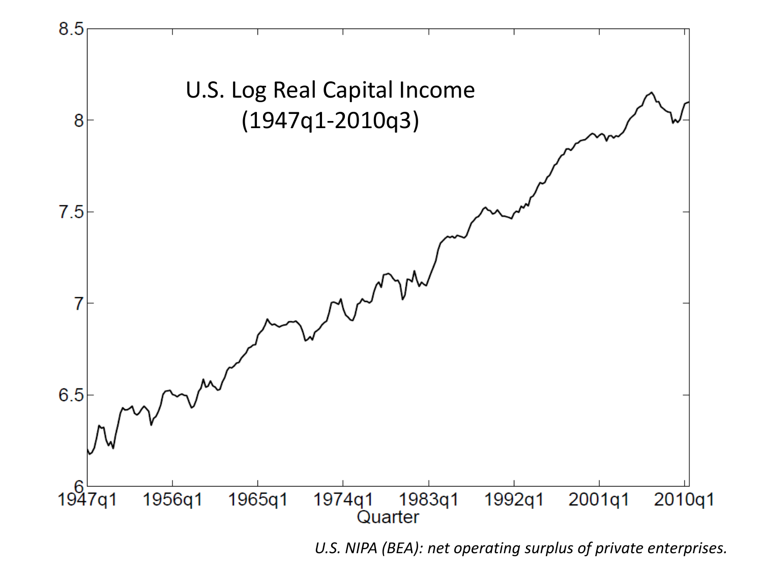U.S. Log Real Capital Income
(1947q1-2010q3)

*U.S. NIPA (BEA): net operating surplus of private enterprises.*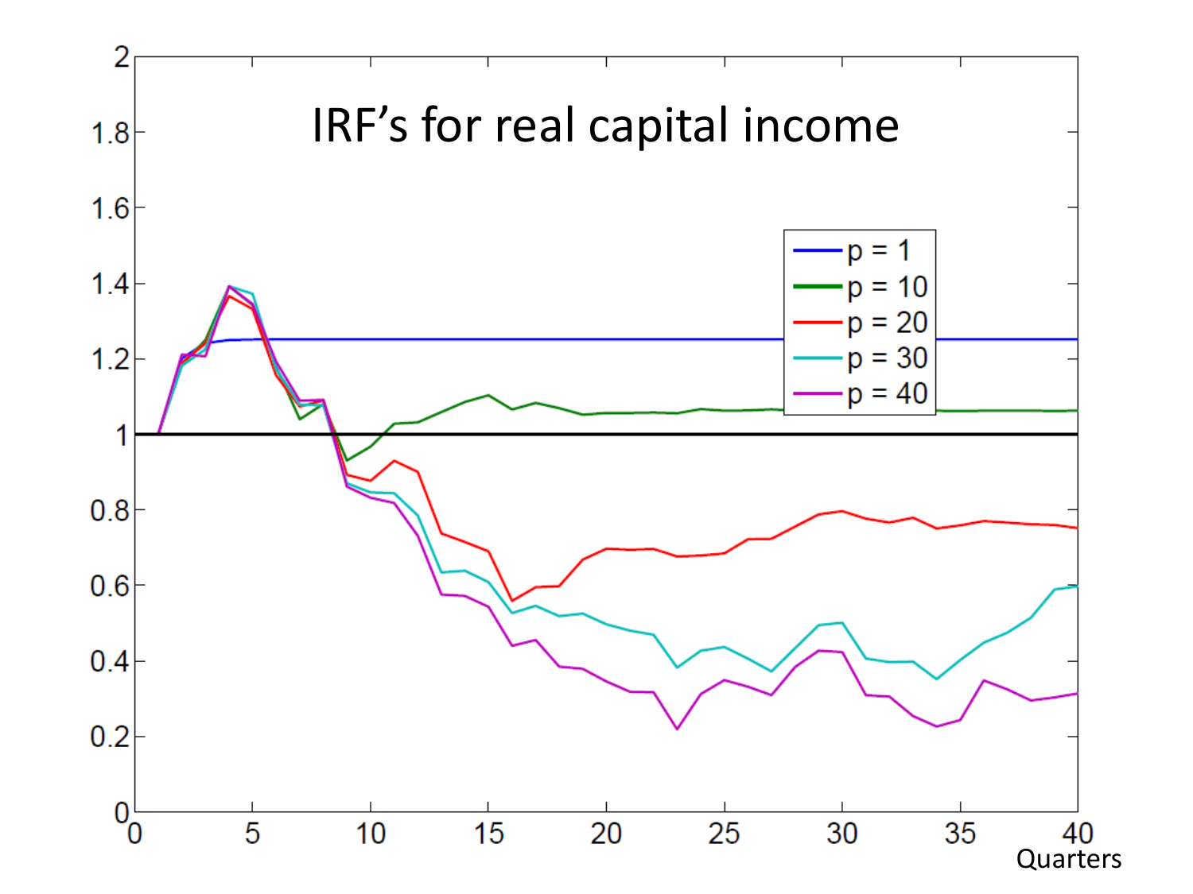# IRF's for real capital income

- p = 1
- p = 10
- p = 20
- p = 30
- p = 40

Quarters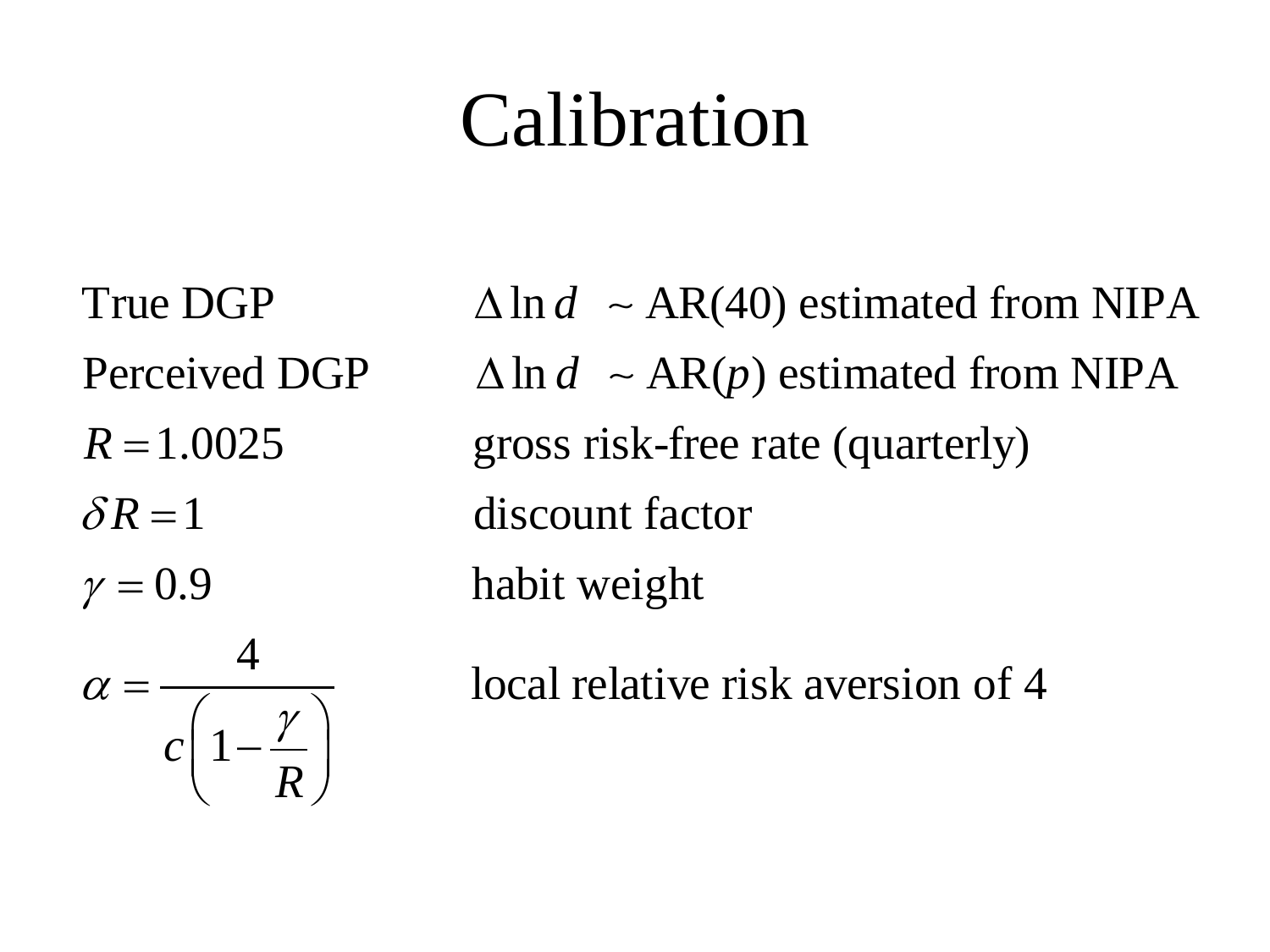# Calibration

| | |
|---|---|
| True DGP | $\Delta \ln d \sim$ AR(40) estimated from NIPA |
| Perceived DGP | $\Delta \ln d \sim$ AR($p$) estimated from NIPA |
| $R = 1.0025$ | gross risk-free rate (quarterly) |
| $\delta R = 1$ | discount factor |
| $\gamma = 0.9$ | habit weight |
| $\alpha = \dfrac{4}{c\left(1 - \dfrac{\gamma}{R}\right)}$ | local relative risk aversion of 4 |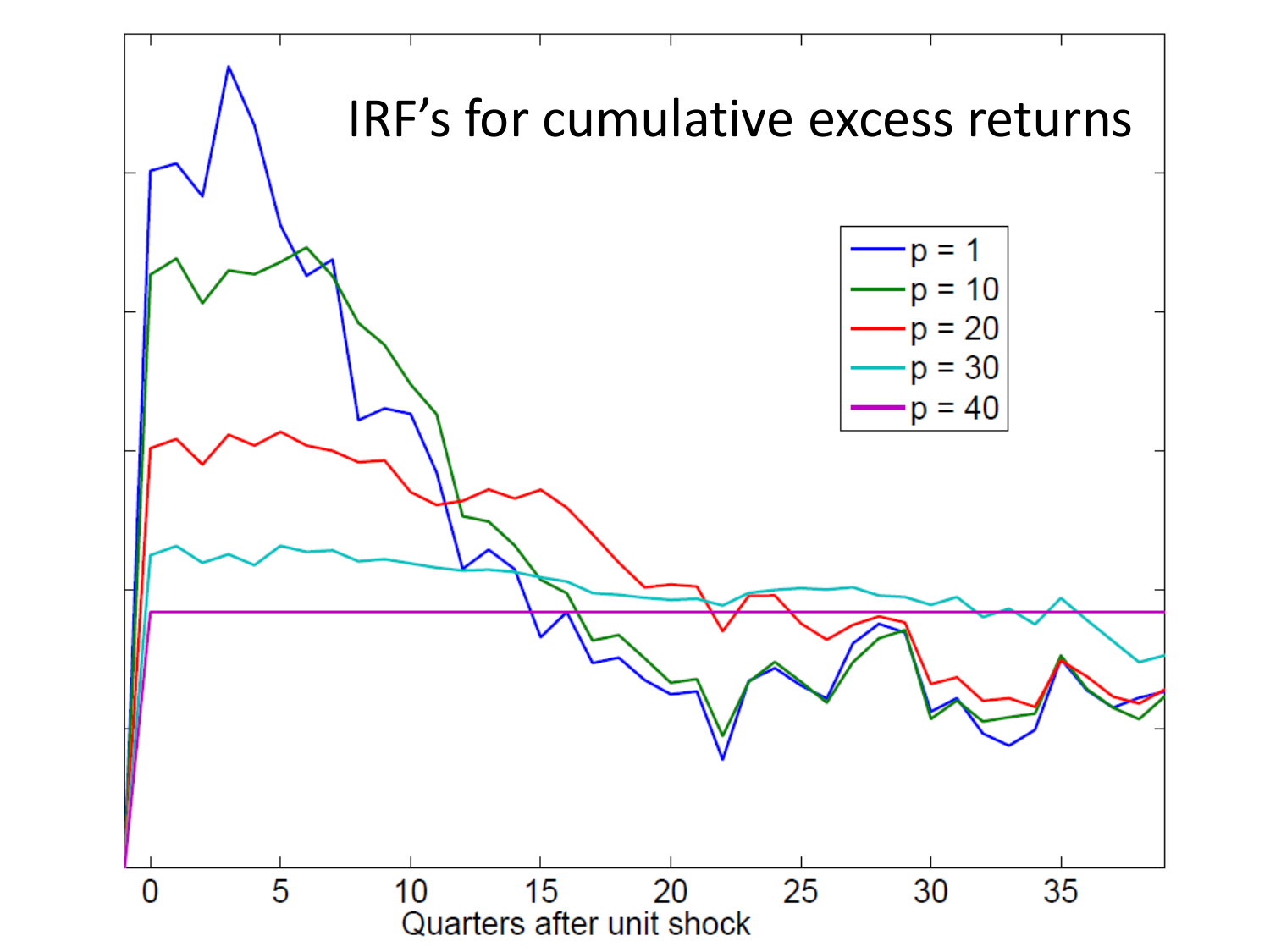# IRF's for cumulative excess returns

- p = 1
- p = 10
- p = 20
- p = 30
- p = 40

Quarters after unit shock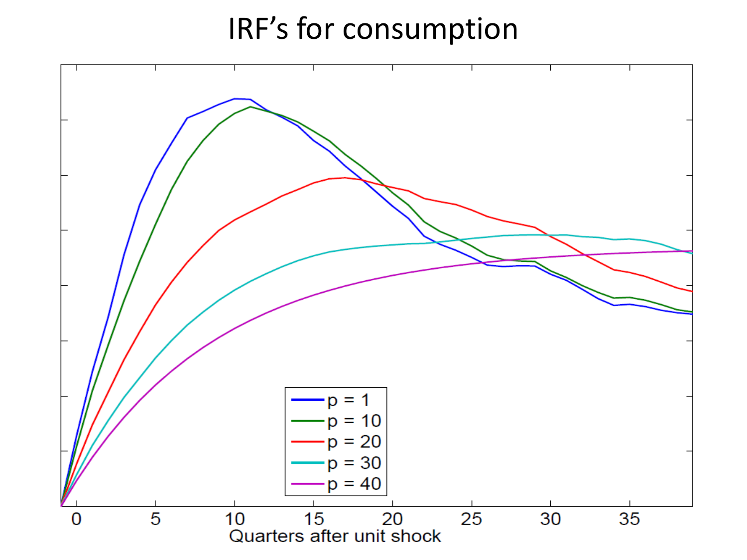# IRF's for consumption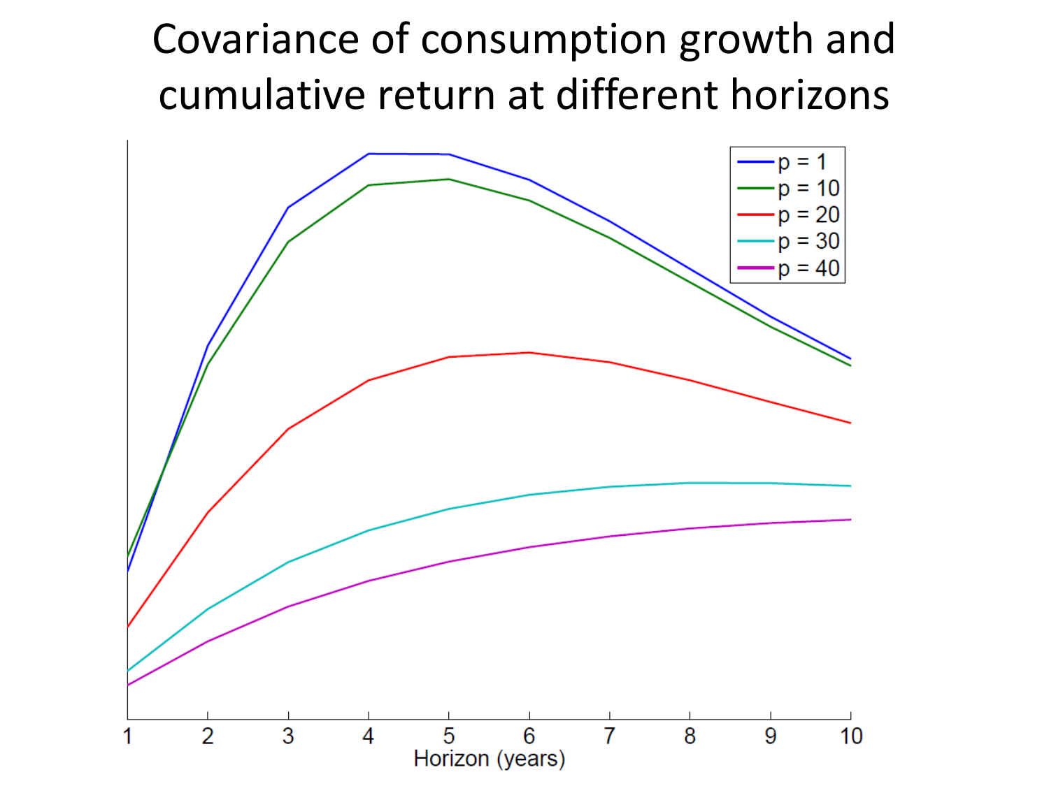# Covariance of consumption growth and cumulative return at different horizons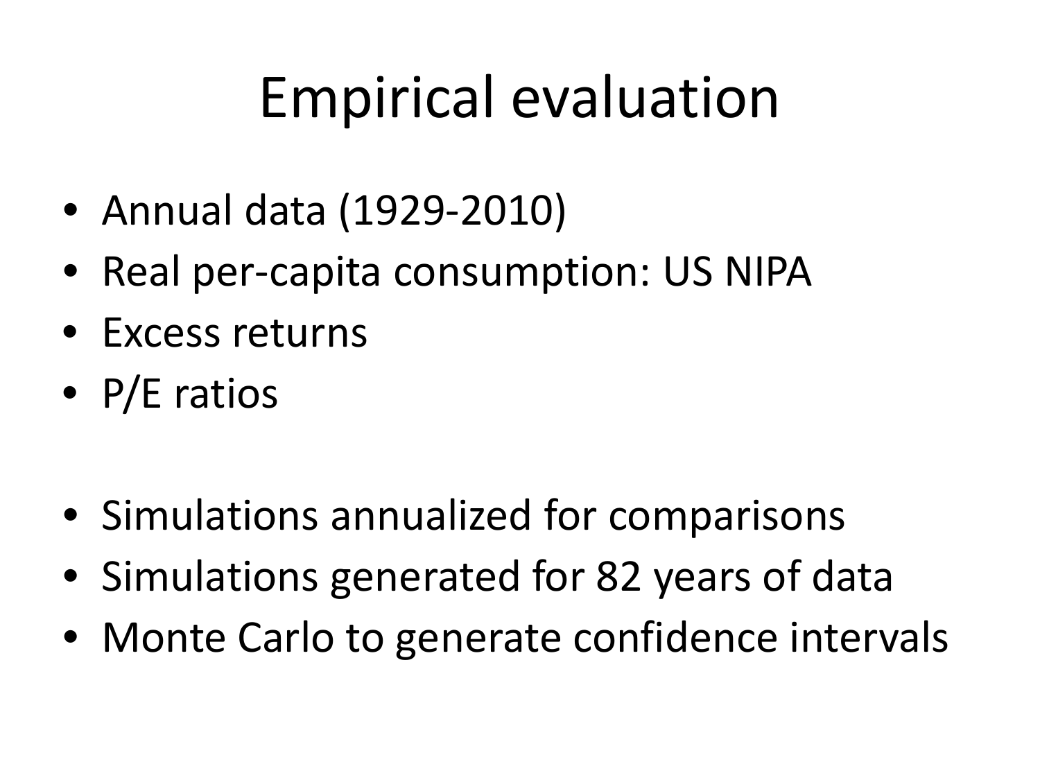# Empirical evaluation

- Annual data (1929-2010)
- Real per-capita consumption: US NIPA
- Excess returns
- P/E ratios

- Simulations annualized for comparisons
- Simulations generated for 82 years of data
- Monte Carlo to generate confidence intervals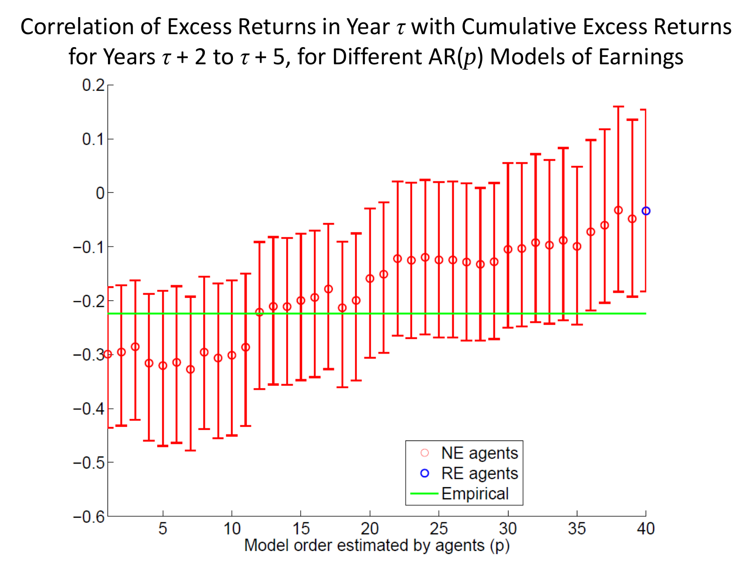# Correlation of Excess Returns in Year $\tau$ with Cumulative Excess Returns for Years $\tau + 2$ to $\tau + 5$, for Different AR($p$) Models of Earnings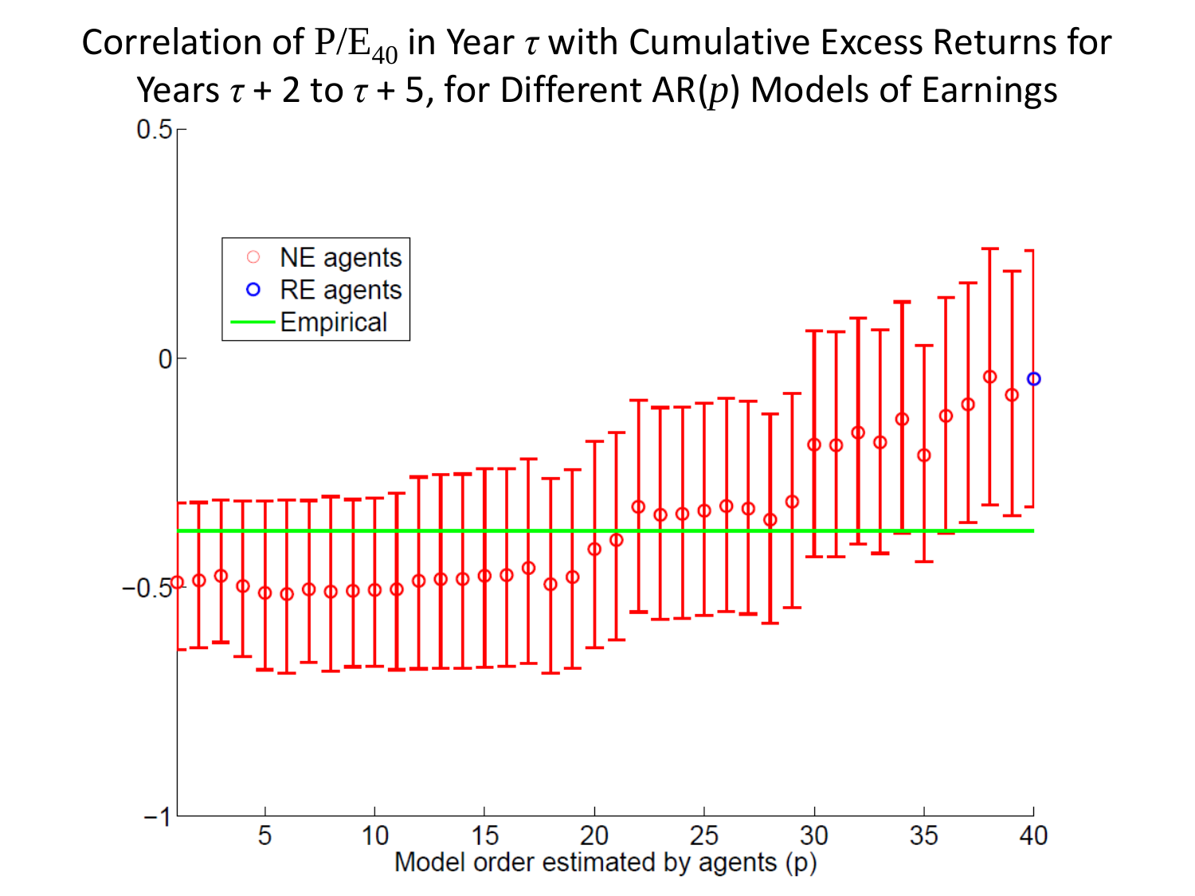# Correlation of $\mathrm{P/E}_{40}$ in Year $\tau$ with Cumulative Excess Returns for Years $\tau + 2$ to $\tau + 5$, for Different AR($p$) Models of Earnings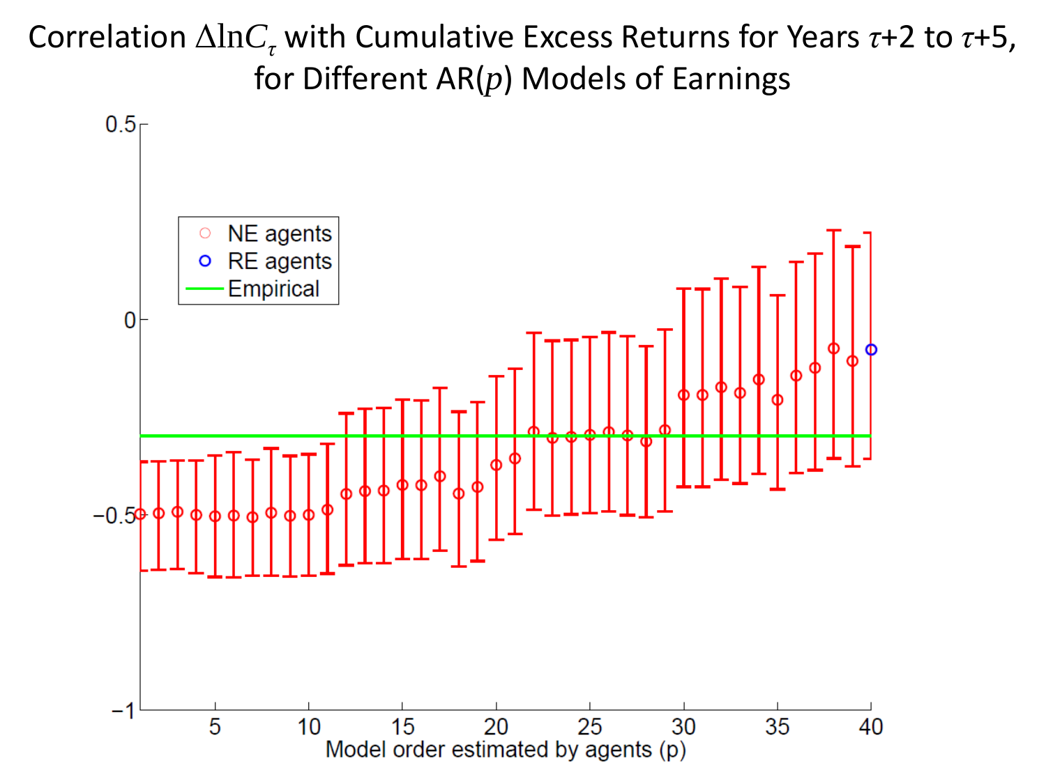# Correlation $\Delta \ln C_\tau$ with Cumulative Excess Returns for Years $\tau$+2 to $\tau$+5, for Different AR($p$) Models of Earnings

NE agents
RE agents
Empirical

Model order estimated by agents (p)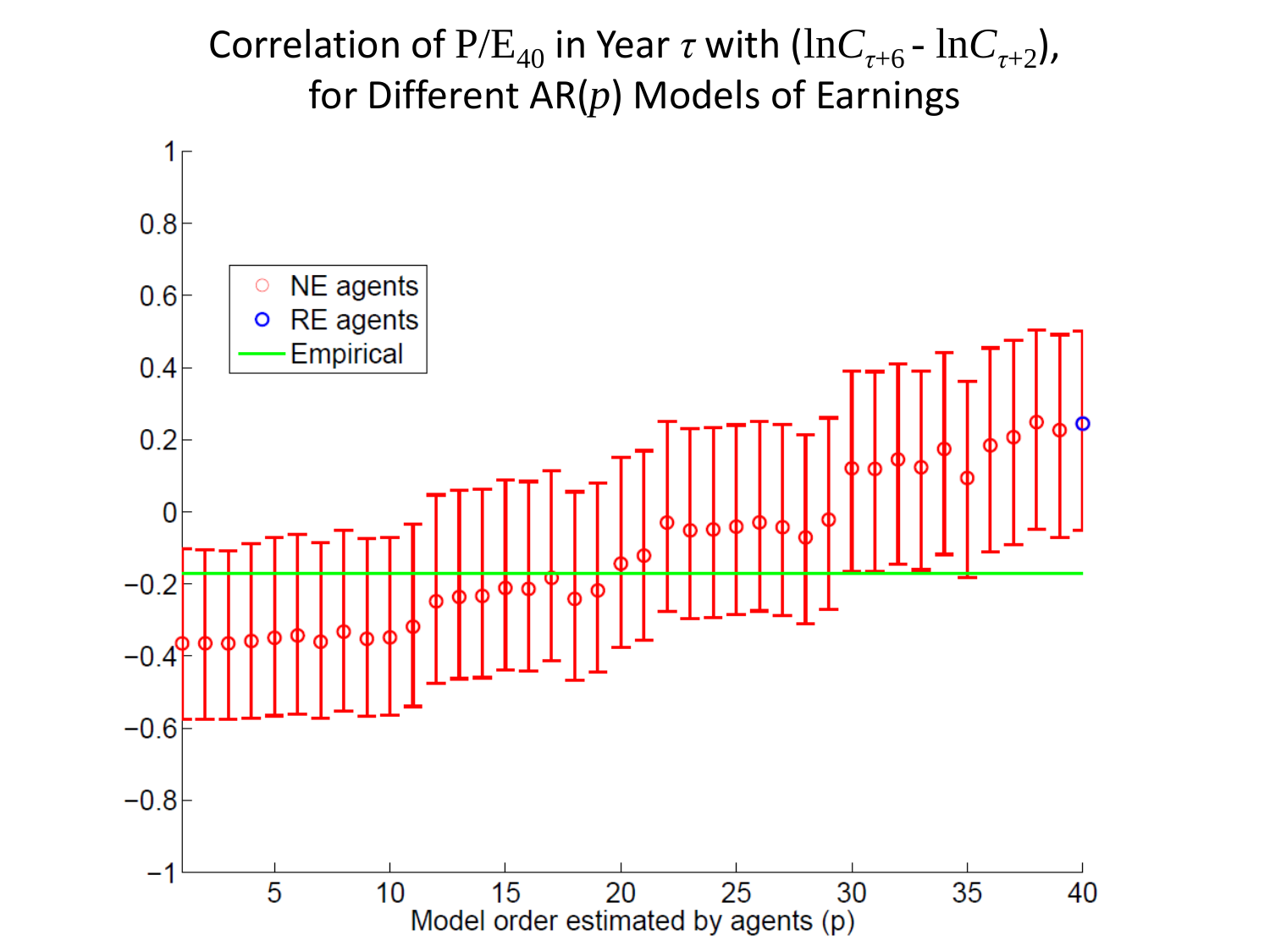# Correlation of $P/E_{40}$ in Year $\tau$ with ($\ln C_{\tau+6} - \ln C_{\tau+2}$), for Different AR($p$) Models of Earnings

- NE agents
- RE agents
- Empirical

Model order estimated by agents (p)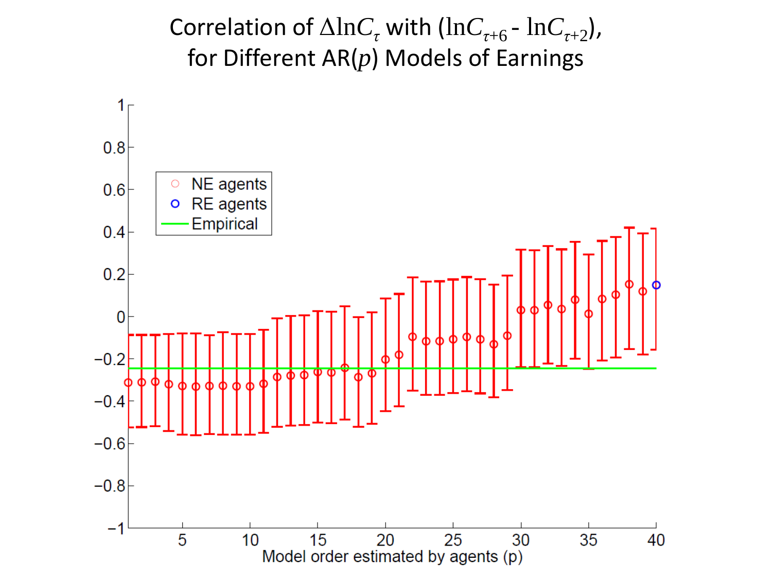# Correlation of $\Delta \ln C_{\tau}$ with ($\ln C_{\tau+6}$ - $\ln C_{\tau+2}$), for Different AR($p$) Models of Earnings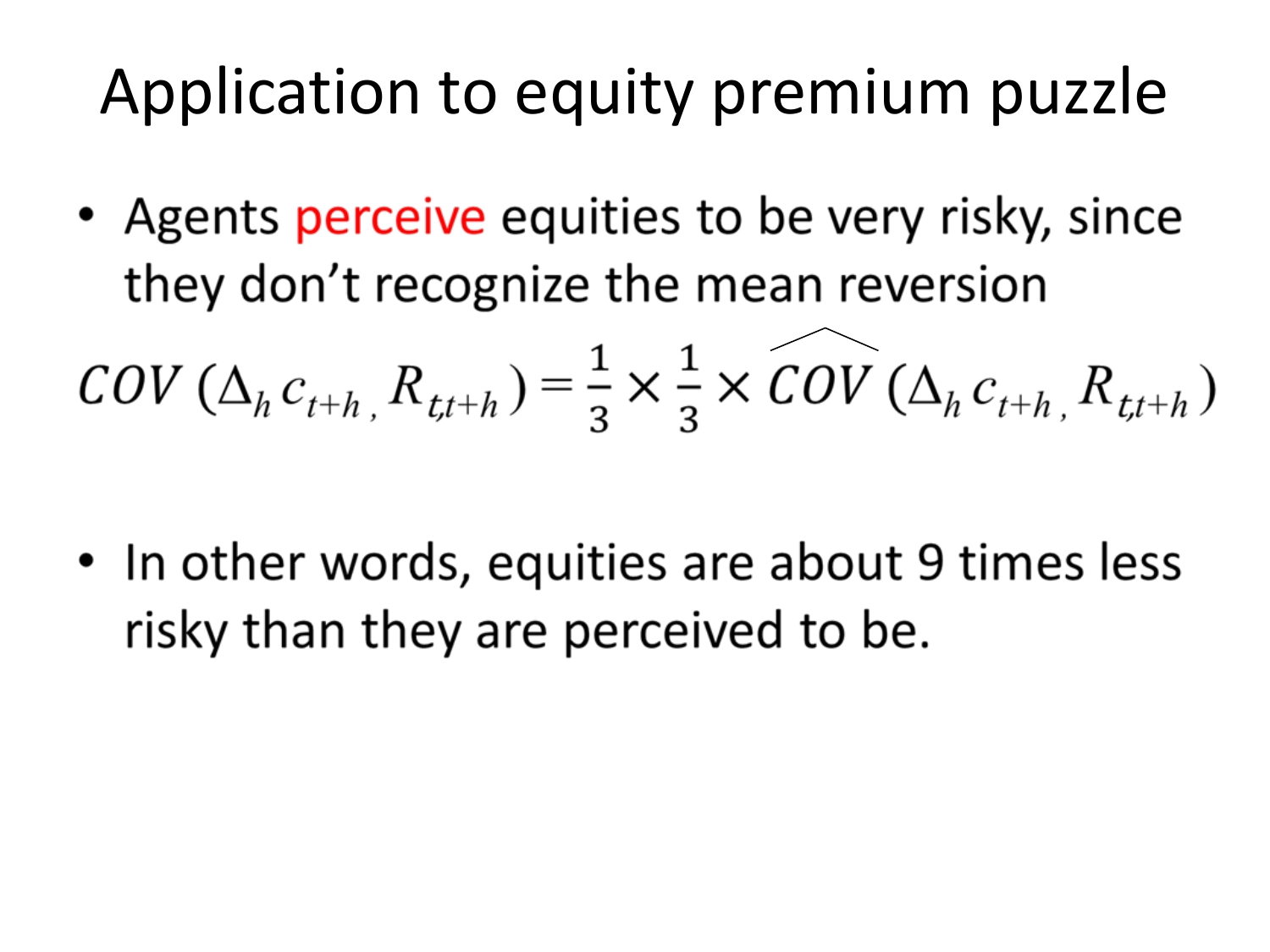# Application to equity premium puzzle

- Agents perceive equities to be very risky, since they don't recognize the mean reversion

$$COV\left(\Delta_h c_{t+h}, R_{t,t+h}\right) = \frac{1}{3} \times \frac{1}{3} \times \widehat{COV}\left(\Delta_h c_{t+h}, R_{t,t+h}\right)$$

- In other words, equities are about 9 times less risky than they are perceived to be.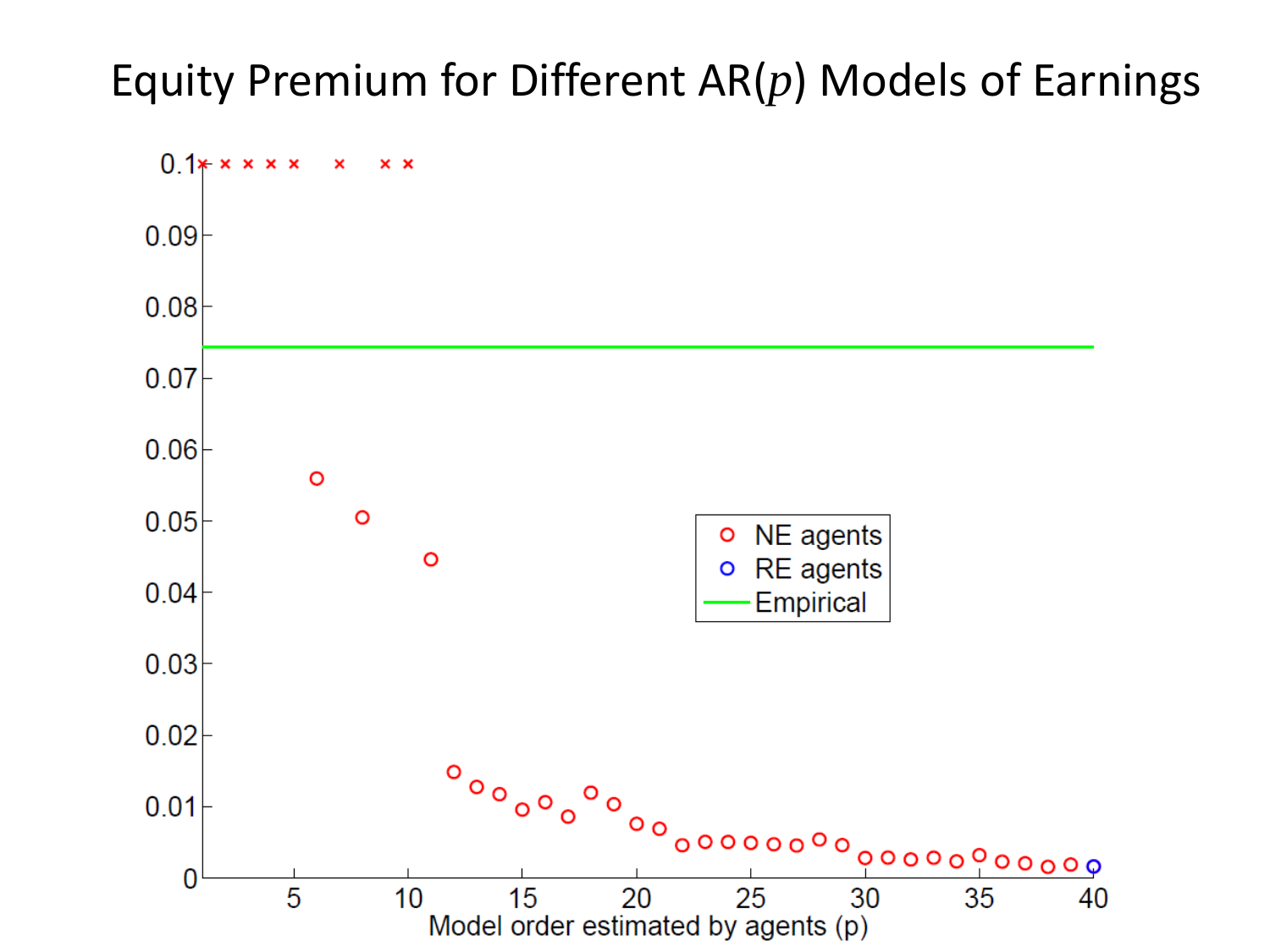# Equity Premium for Different AR($p$) Models of Earnings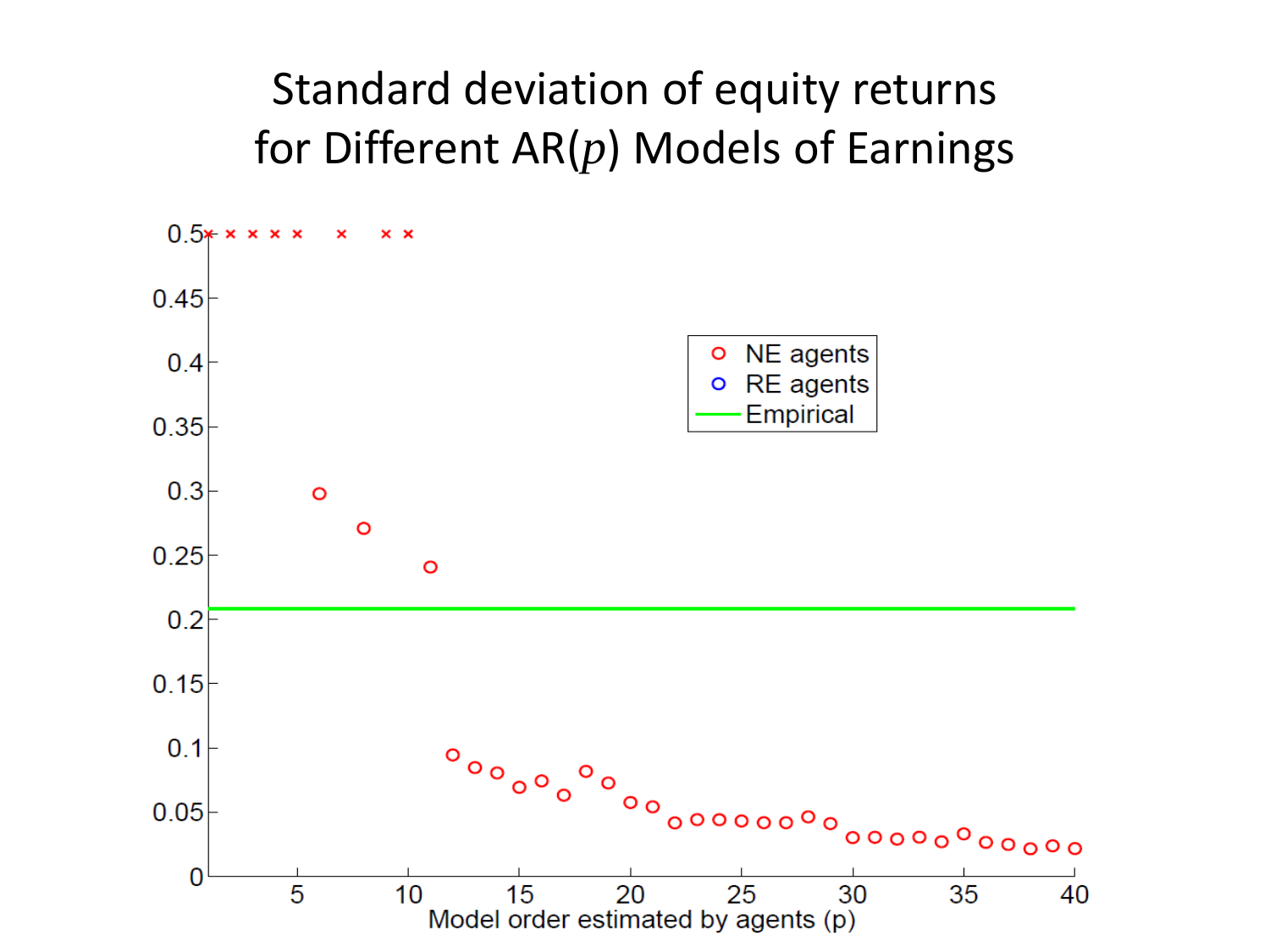# Standard deviation of equity returns for Different AR($p$) Models of Earnings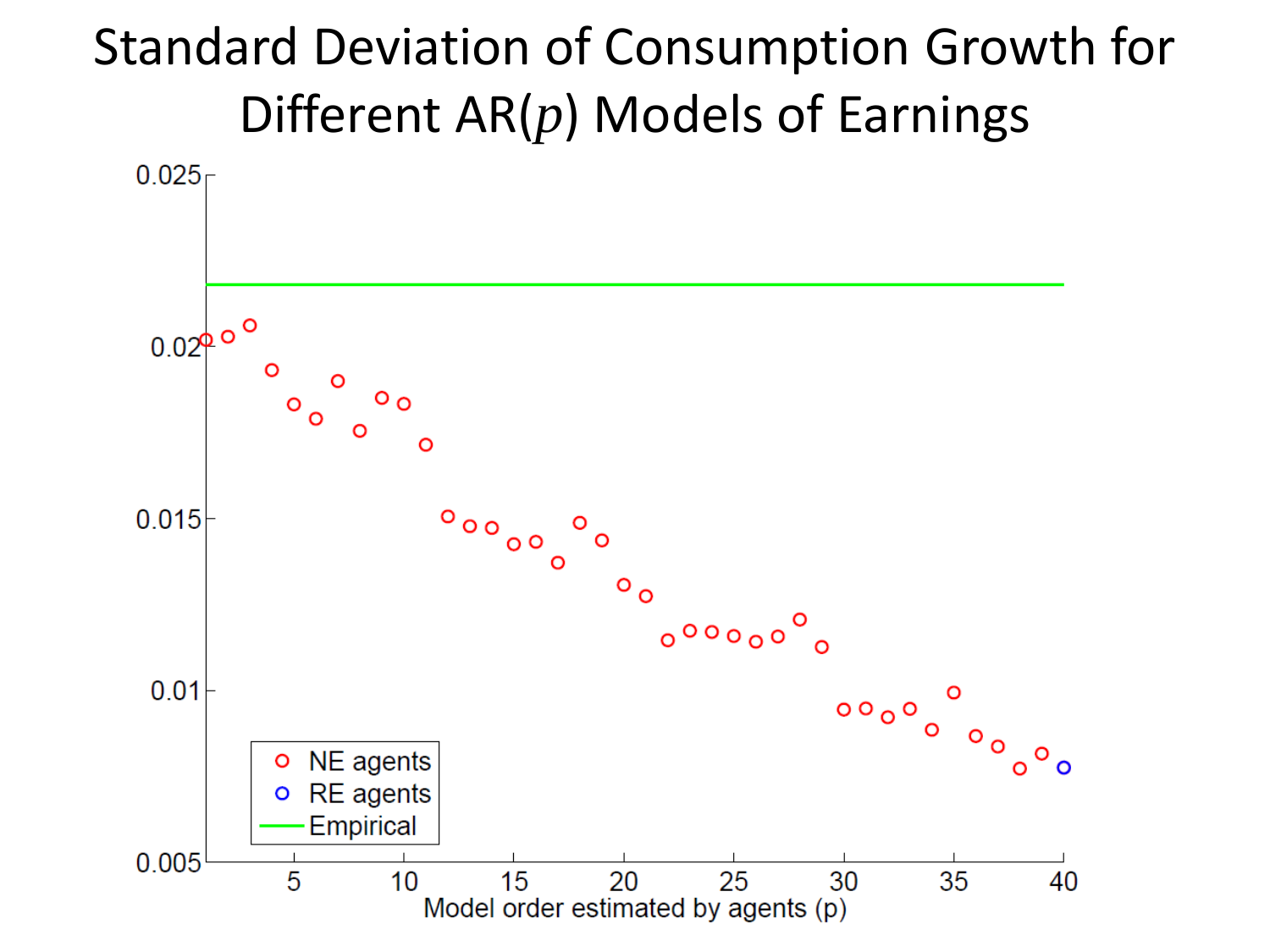# Standard Deviation of Consumption Growth for Different AR($p$) Models of Earnings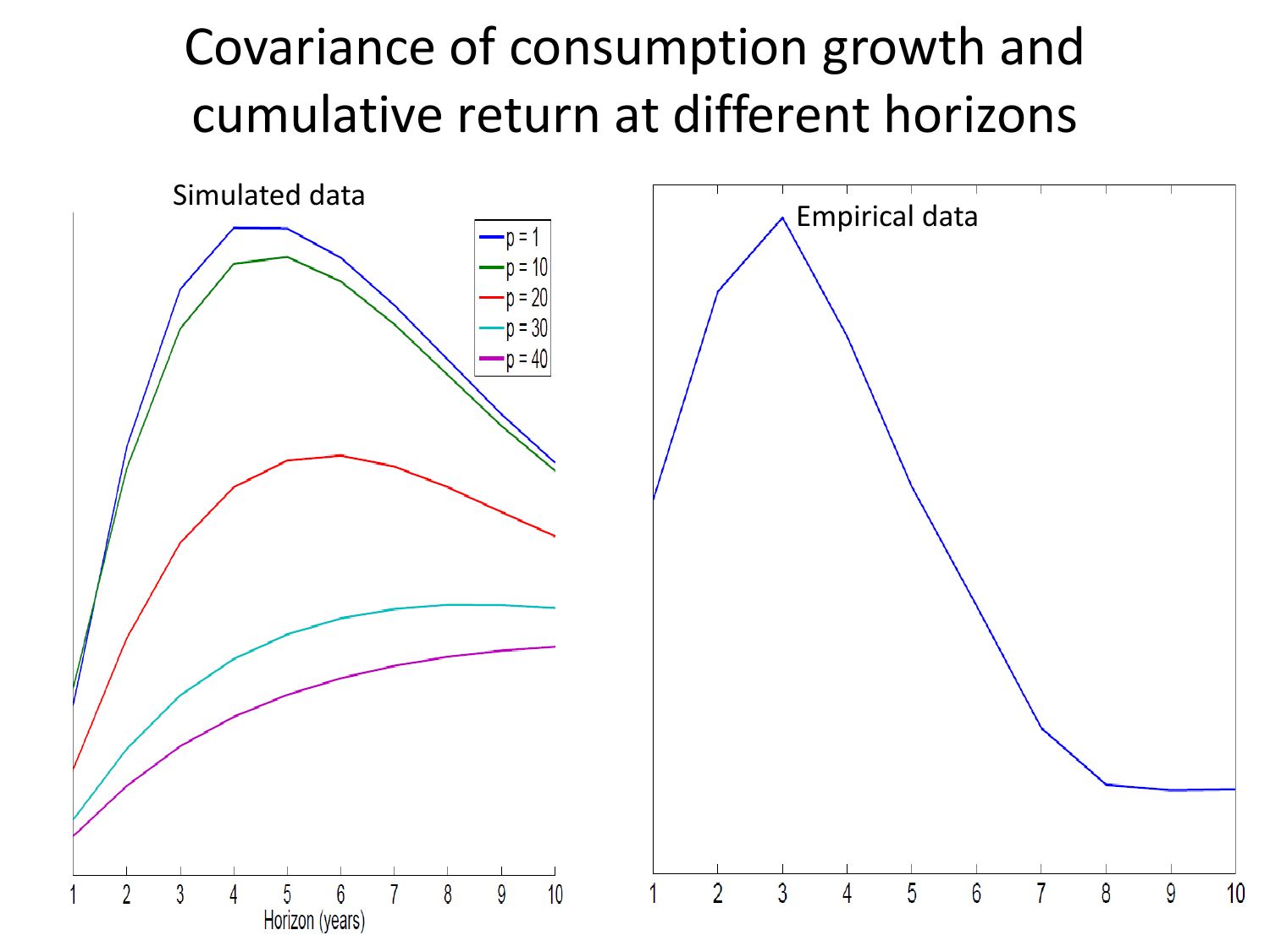# Covariance of consumption growth and cumulative return at different horizons

Simulated data

p = 1
p = 10
p = 20
p = 30
p = 40

1 2 3 4 5 6 7 8 9 10

Horizon (years)

Empirical data

1 2 3 4 5 6 7 8 9 10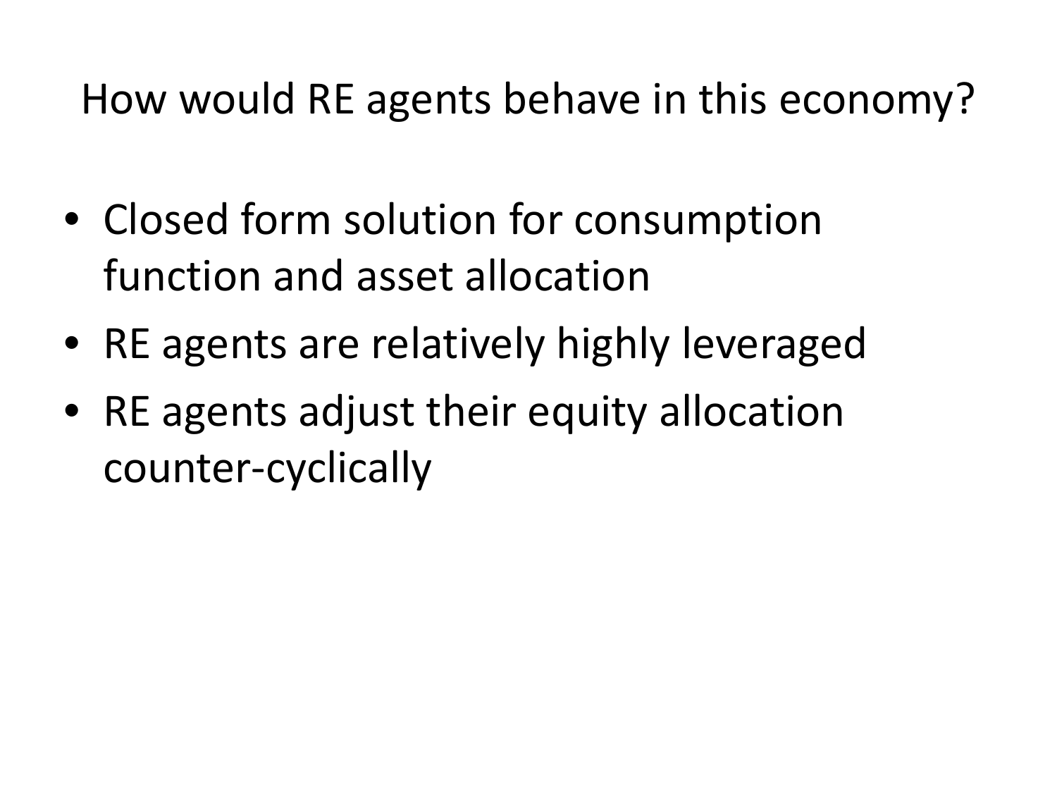# How would RE agents behave in this economy?

- Closed form solution for consumption function and asset allocation
- RE agents are relatively highly leveraged
- RE agents adjust their equity allocation counter-cyclically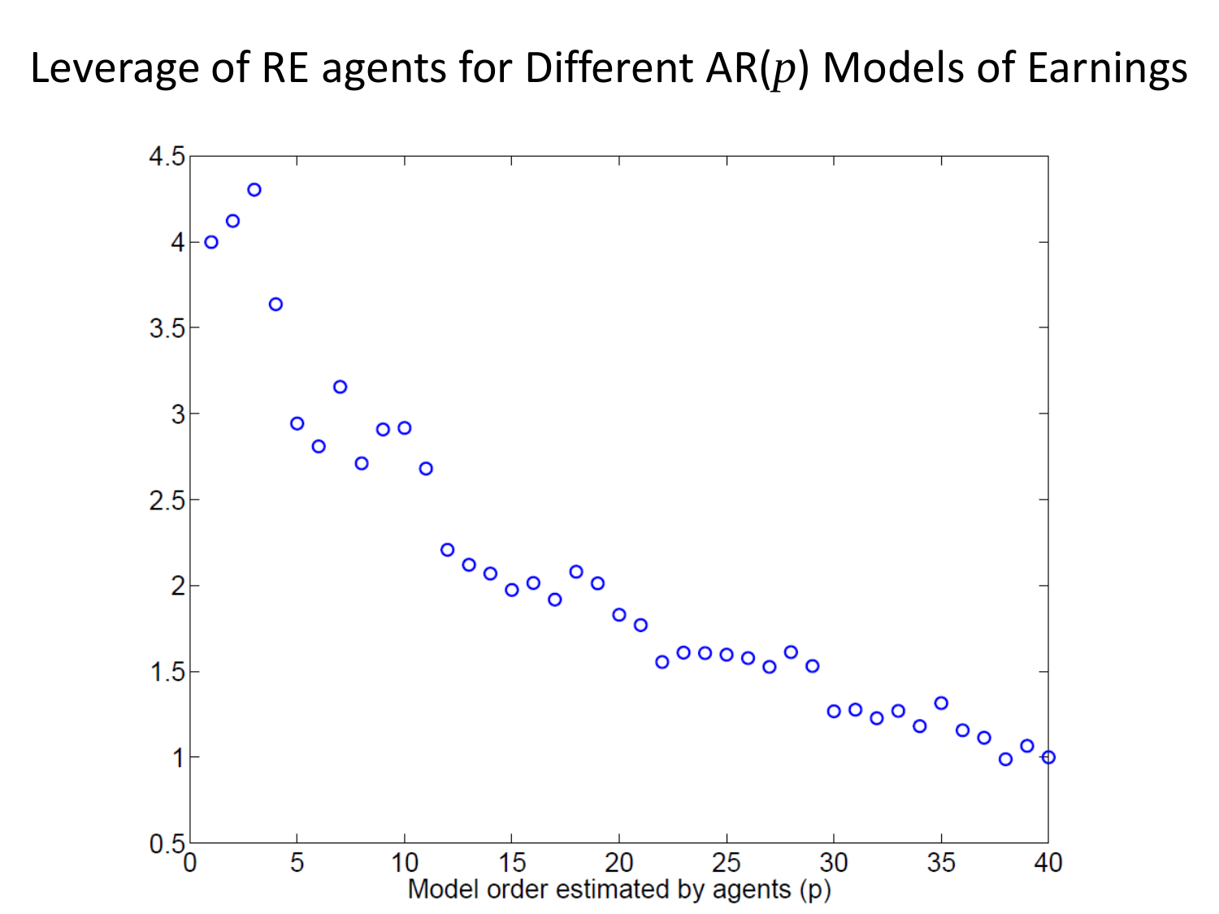# Leverage of RE agents for Different AR($p$) Models of Earnings

Model order estimated by agents (p)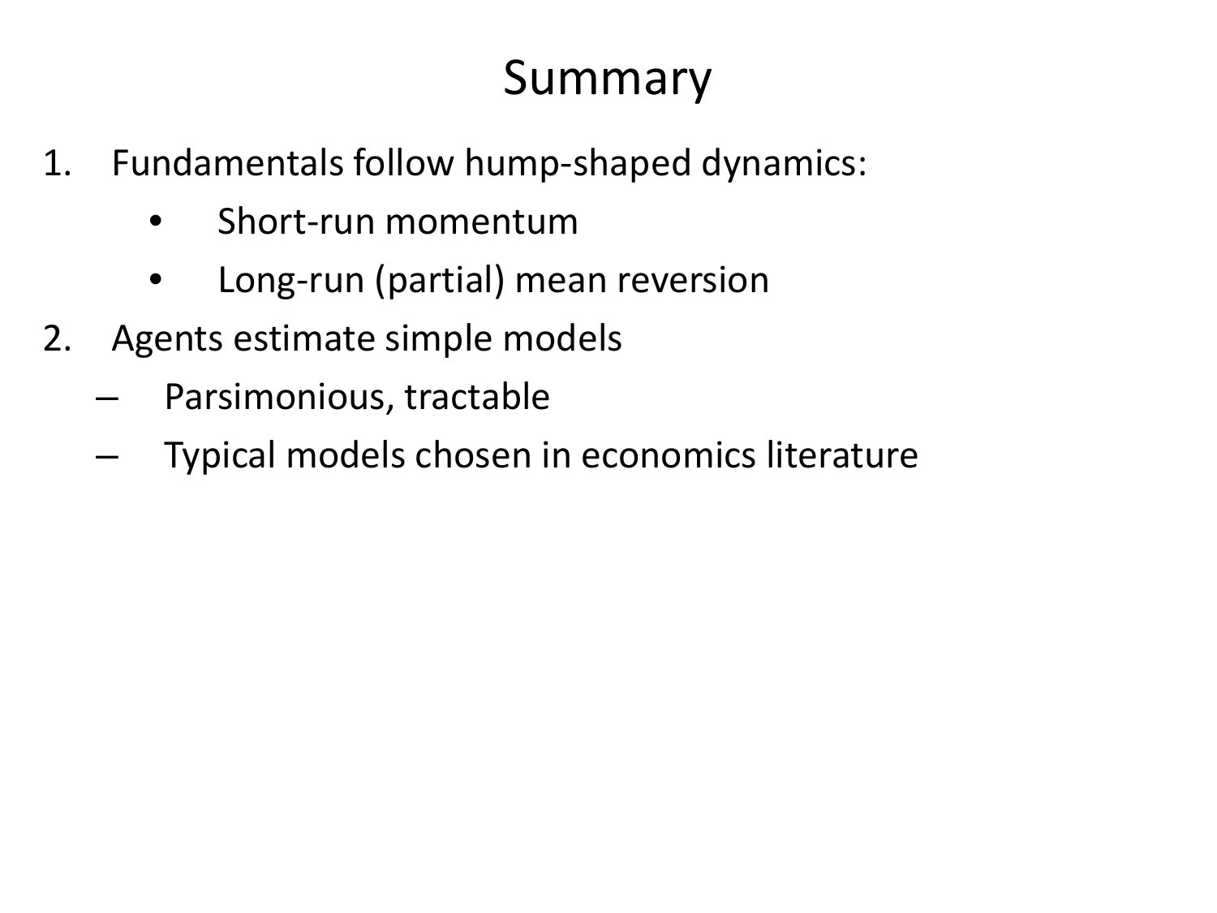# Summary

1. Fundamentals follow hump-shaped dynamics:
    - Short-run momentum
    - Long-run (partial) mean reversion
2. Agents estimate simple models
    - Parsimonious, tractable
    - Typical models chosen in economics literature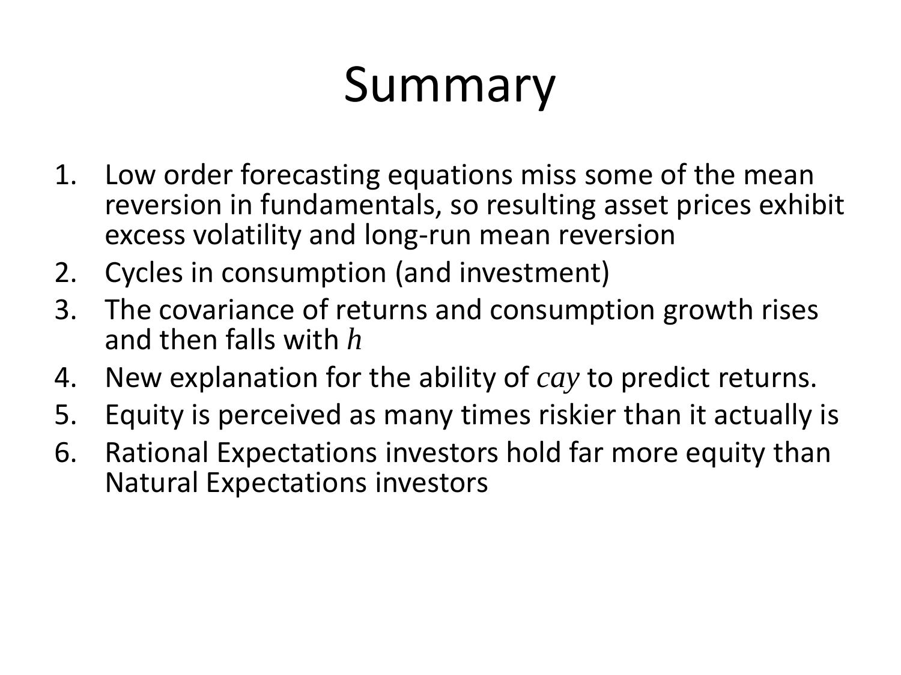# Summary

1. Low order forecasting equations miss some of the mean reversion in fundamentals, so resulting asset prices exhibit excess volatility and long-run mean reversion
2. Cycles in consumption (and investment)
3. The covariance of returns and consumption growth rises and then falls with $h$
4. New explanation for the ability of *cay* to predict returns.
5. Equity is perceived as many times riskier than it actually is
6. Rational Expectations investors hold far more equity than Natural Expectations investors